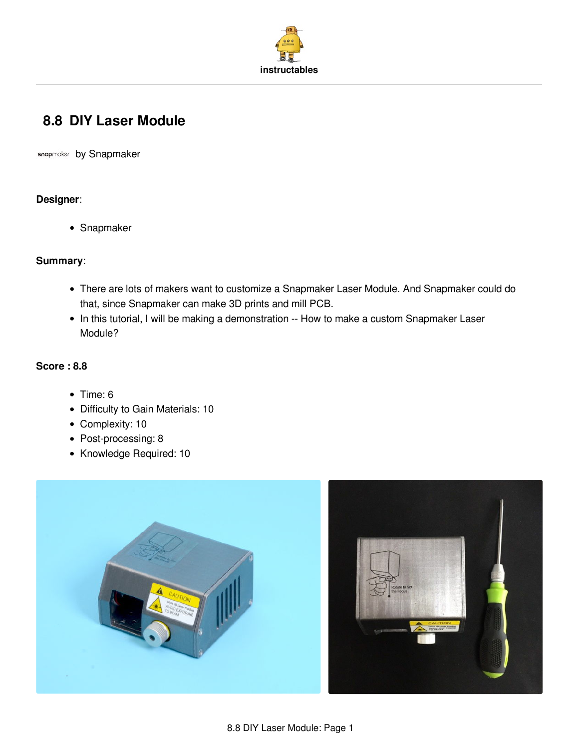# 8.8 DIY Laser Module

by Snapmaker

**Designer**:

- Snapmaker

**Summary**:

- There are lots of makers want to customize a Snapmaker Laser Module. And Snapmaker could do that, since Snapmaker can make 3D prints and mill PCB.
- In this tutorial, I will be making a demonstration -- How to make a custom Snapmaker Laser Module?

**Score : 8.8**

- Time: 6
- Difficulty to Gain Materials: 10
- Complexity: 10
- Post-processing: 8
- Knowledge Required: 10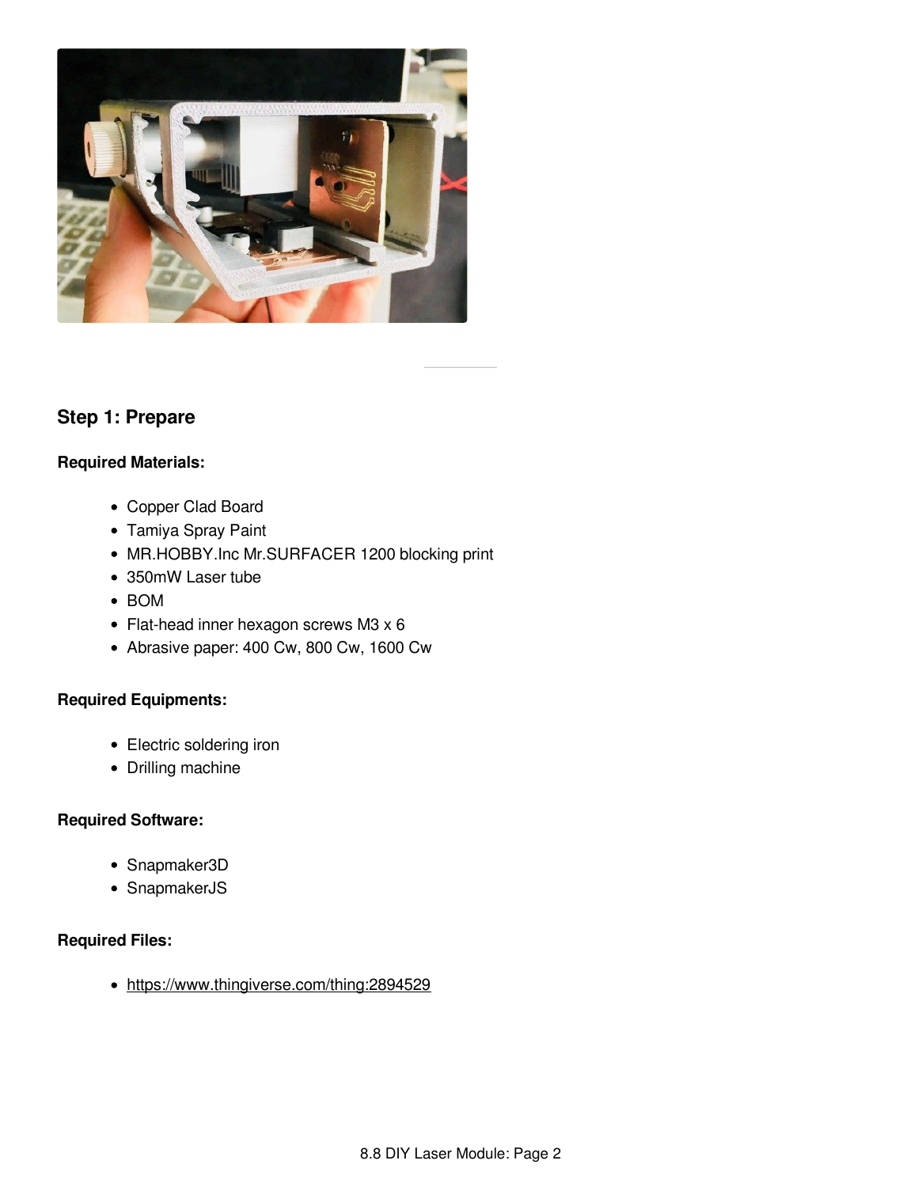## Step 1: Prepare

**Required Materials:**

- Copper Clad Board
- Tamiya Spray Paint
- MR.HOBBY.Inc Mr.SURFACER 1200 blocking print
- 350mW Laser tube
- BOM
- Flat-head inner hexagon screws M3 x 6
- Abrasive paper: 400 Cw, 800 Cw, 1600 Cw

**Required Equipments:**

- Electric soldering iron
- Drilling machine

**Required Software:**

- Snapmaker3D
- SnapmakerJS

**Required Files:**

- https://www.thingiverse.com/thing:2894529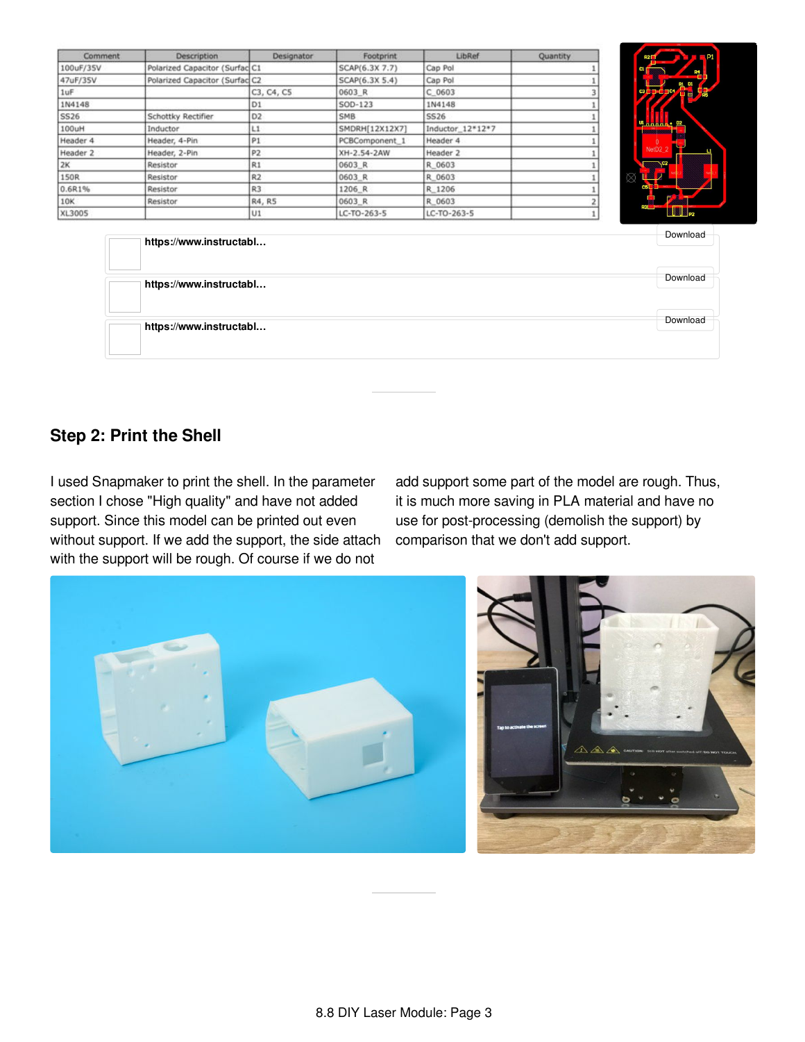| Comment | Description | Designator | Footprint | LibRef | Quantity |
| --- | --- | --- | --- | --- | --- |
| 100uF/35V | Polarized Capacitor (Surfac | C1 | SCAP(6.3X 7.7) | Cap Pol | 1 |
| 47uF/35V | Polarized Capacitor (Surfac | C2 | SCAP(6.3X 5.4) | Cap Pol | 1 |
| 1uF | | C3, C4, C5 | 0603_R | C_0603 | 3 |
| 1N4148 | | D1 | SOD-123 | 1N4148 | 1 |
| SS26 | Schottky Rectifier | D2 | SMB | SS26 | 1 |
| 100uH | Inductor | L1 | SMDRH[12X12X7] | Inductor_12*12*7 | 1 |
| Header 4 | Header, 4-Pin | P1 | PCBComponent_1 | Header 4 | 1 |
| Header 2 | Header, 2-Pin | P2 | XH-2.54-2AW | Header 2 | 1 |
| 2K | Resistor | R1 | 0603_R | R_0603 | 1 |
| 150R | Resistor | R2 | 0603_R | R_0603 | 1 |
| 0.6R1% | Resistor | R3 | 1206_R | R_1206 | 1 |
| 10K | Resistor | R4, R5 | 0603_R | R_0603 | 2 |
| XL3005 | | U1 | LC-TO-263-5 | LC-TO-263-5 | 1 |

https://www.instructabl... Download

https://www.instructabl... Download

https://www.instructabl... Download

## Step 2: Print the Shell

I used Snapmaker to print the shell. In the parameter section I chose "High quality" and have not added support. Since this model can be printed out even without support. If we add the support, the side attach with the support will be rough. Of course if we do not add support some part of the model are rough. Thus, it is much more saving in PLA material and have no use for post-processing (demolish the support) by comparison that we don't add support.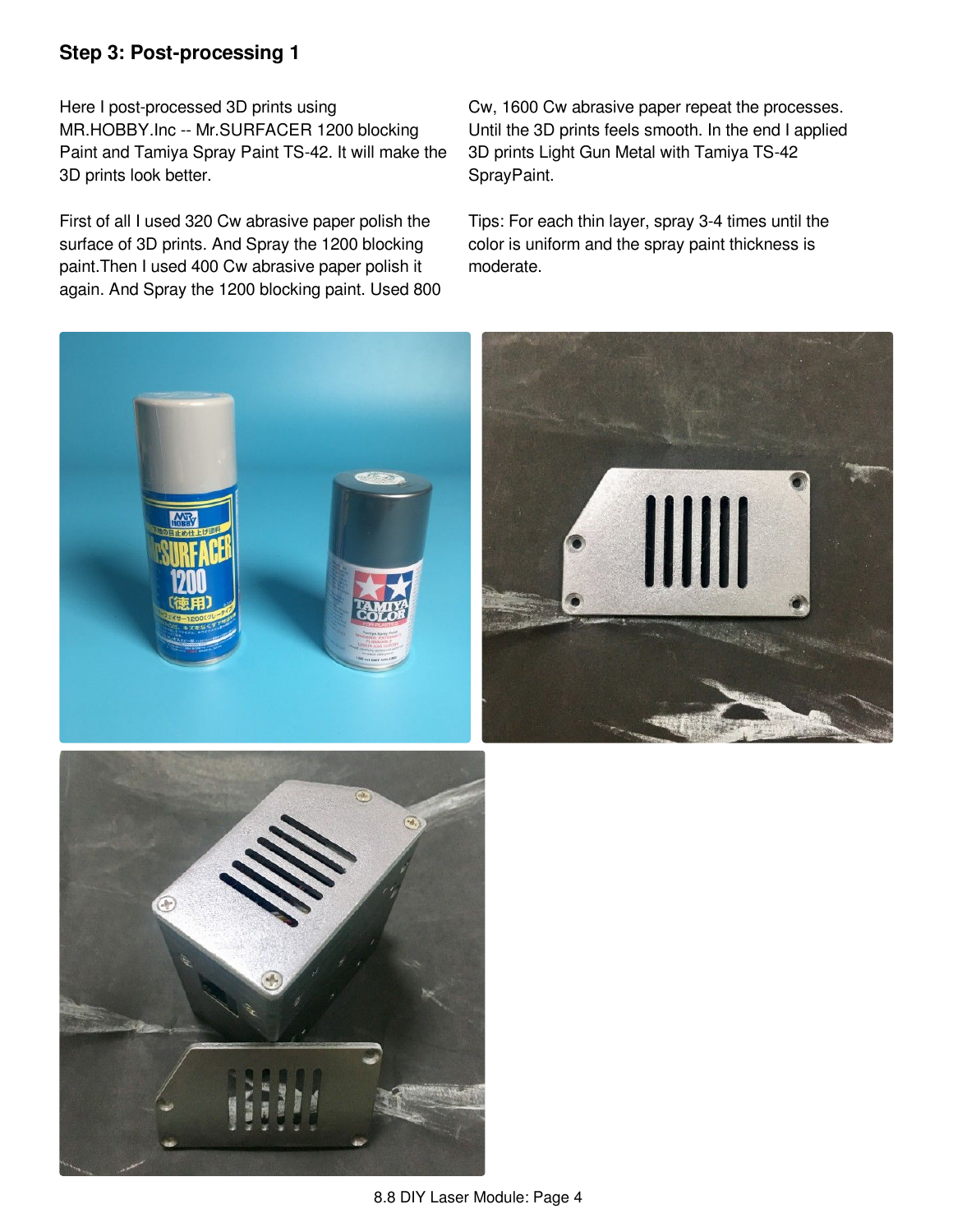## Step 3: Post-processing 1

Here I post-processed 3D prints using MR.HOBBY.Inc -- Mr.SURFACER 1200 blocking Paint and Tamiya Spray Paint TS-42. It will make the 3D prints look better.

First of all I used 320 Cw abrasive paper polish the surface of 3D prints. And Spray the 1200 blocking paint.Then I used 400 Cw abrasive paper polish it again. And Spray the 1200 blocking paint. Used 800 Cw, 1600 Cw abrasive paper repeat the processes. Until the 3D prints feels smooth. In the end I applied 3D prints Light Gun Metal with Tamiya TS-42 SprayPaint.

Tips: For each thin layer, spray 3-4 times until the color is uniform and the spray paint thickness is moderate.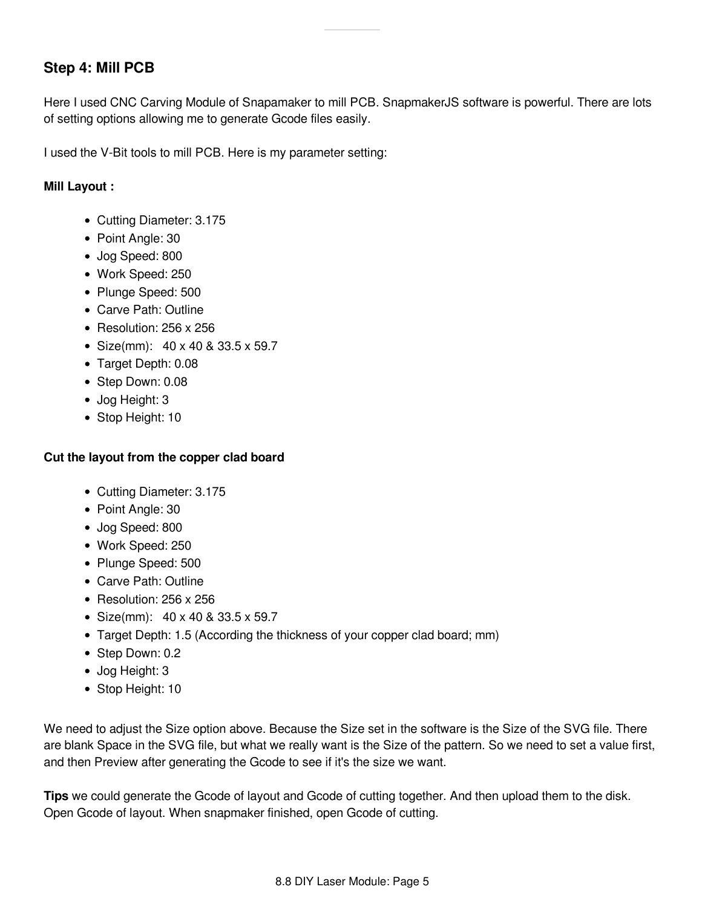## Step 4: Mill PCB

Here I used CNC Carving Module of Snapamaker to mill PCB. SnapmakerJS software is powerful. There are lots of setting options allowing me to generate Gcode files easily.

I used the V-Bit tools to mill PCB. Here is my parameter setting:

**Mill Layout :**

- Cutting Diameter: 3.175
- Point Angle: 30
- Jog Speed: 800
- Work Speed: 250
- Plunge Speed: 500
- Carve Path: Outline
- Resolution: 256 x 256
- Size(mm):   40 x 40 & 33.5 x 59.7
- Target Depth: 0.08
- Step Down: 0.08
- Jog Height: 3
- Stop Height: 10

**Cut the layout from the copper clad board**

- Cutting Diameter: 3.175
- Point Angle: 30
- Jog Speed: 800
- Work Speed: 250
- Plunge Speed: 500
- Carve Path: Outline
- Resolution: 256 x 256
- Size(mm):   40 x 40 & 33.5 x 59.7
- Target Depth: 1.5 (According the thickness of your copper clad board; mm)
- Step Down: 0.2
- Jog Height: 3
- Stop Height: 10

We need to adjust the Size option above. Because the Size set in the software is the Size of the SVG file. There are blank Space in the SVG file, but what we really want is the Size of the pattern. So we need to set a value first, and then Preview after generating the Gcode to see if it's the size we want.

**Tips** we could generate the Gcode of layout and Gcode of cutting together. And then upload them to the disk. Open Gcode of layout. When snapmaker finished, open Gcode of cutting.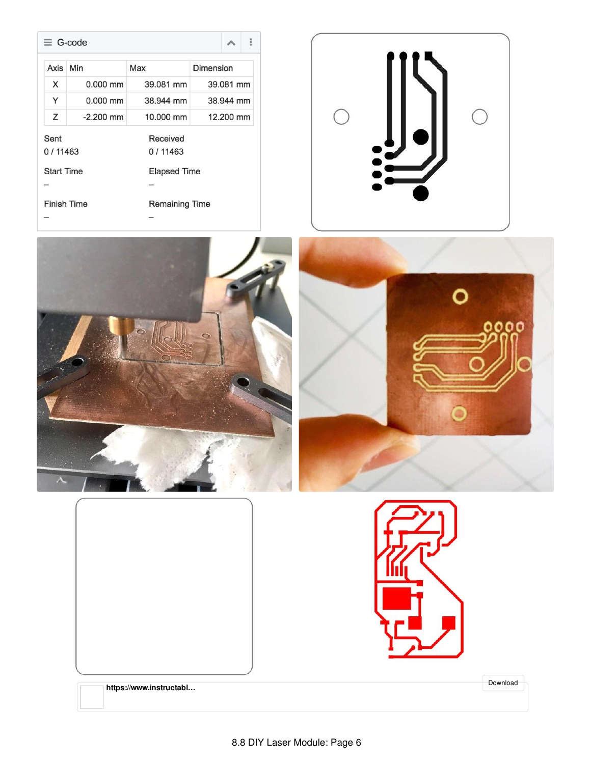≡ G-code

| Axis | Min | Max | Dimension |
|---|---|---|---|
| X | 0.000 mm | 39.081 mm | 39.081 mm |
| Y | 0.000 mm | 38.944 mm | 38.944 mm |
| Z | -2.200 mm | 10.000 mm | 12.200 mm |

Sent
0 / 11463

Received
0 / 11463

Start Time
–

Elapsed Time
–

Finish Time
–

Remaining Time
–

**https://www.instructabl...**

Download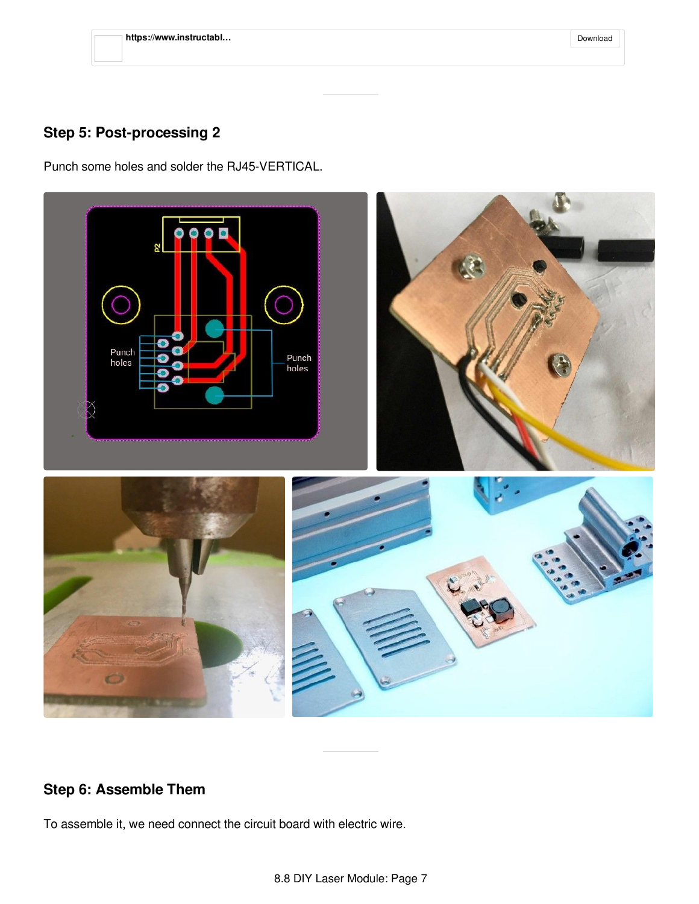https://www.instructabl...

Download

## Step 5: Post-processing 2

Punch some holes and solder the RJ45-VERTICAL.

## Step 6: Assemble Them

To assemble it, we need connect the circuit board with electric wire.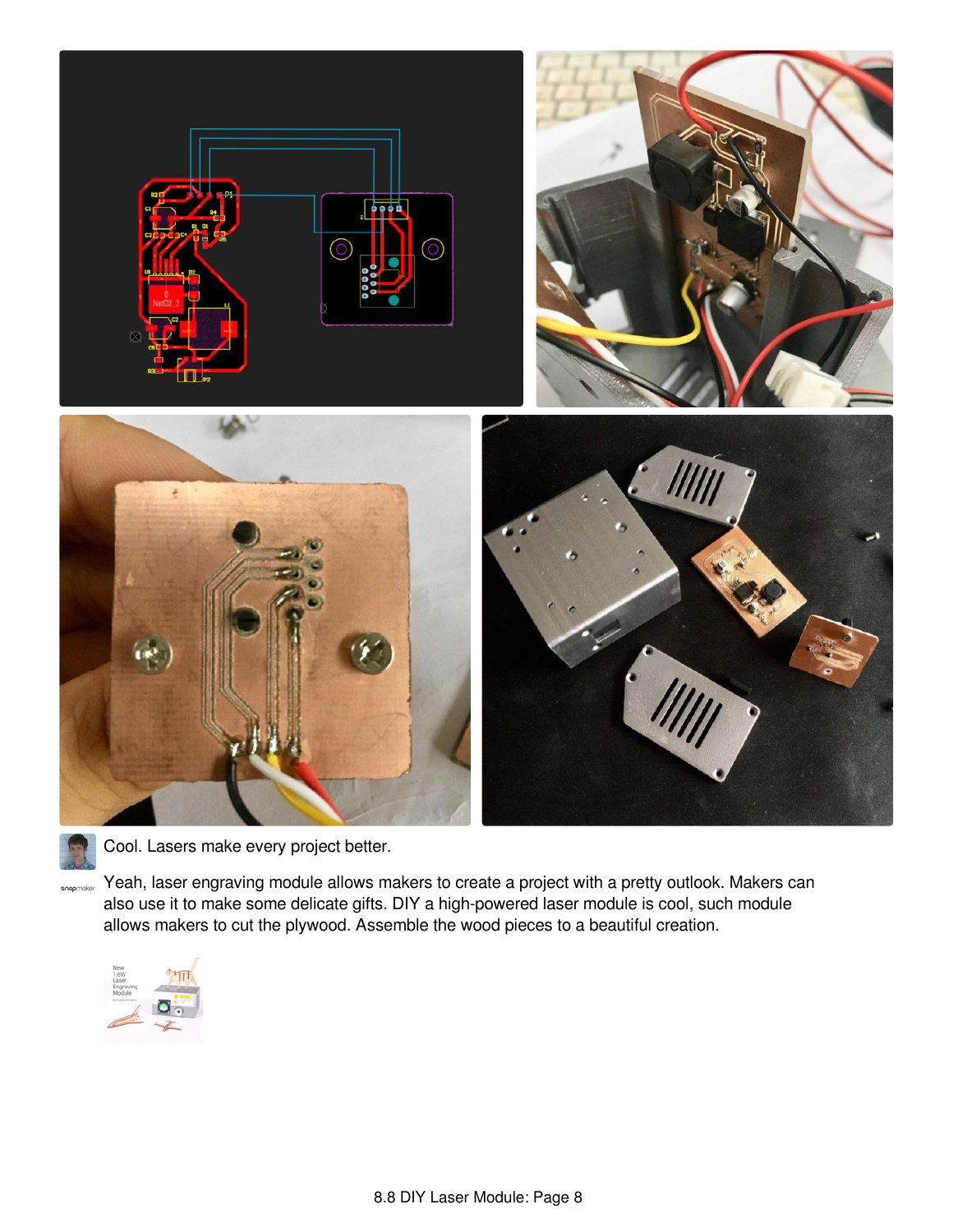Cool. Lasers make every project better.

Yeah, laser engraving module allows makers to create a project with a pretty outlook. Makers can also use it to make some delicate gifts. DIY a high-powered laser module is cool, such module allows makers to cut the plywood. Assemble the wood pieces to a beautiful creation.